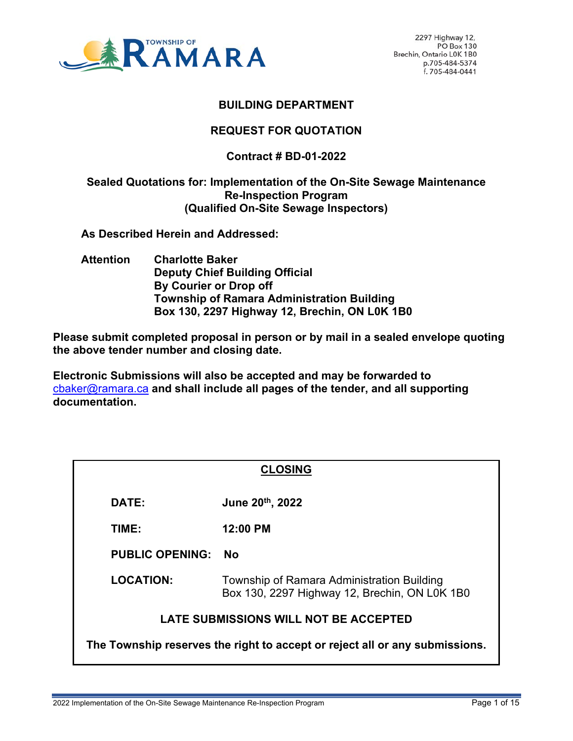TOWNSHIP OF RAMARA

2297 Highway 12,
PO Box 130
Brechin, Ontario L0K 1B0
p.705-484-5374
f. 705-484-0441

**BUILDING DEPARTMENT**

**REQUEST FOR QUOTATION**

**Contract # BD-01-2022**

**Sealed Quotations for: Implementation of the On-Site Sewage Maintenance Re-Inspection Program (Qualified On-Site Sewage Inspectors)**

**As Described Herein and Addressed:**

**Attention** **Charlotte Baker**
**Deputy Chief Building Official**
**By Courier or Drop off**
**Township of Ramara Administration Building**
**Box 130, 2297 Highway 12, Brechin, ON L0K 1B0**

**Please submit completed proposal in person or by mail in a sealed envelope quoting the above tender number and closing date.**

**Electronic Submissions will also be accepted and may be forwarded to cbaker@ramara.ca and shall include all pages of the tender, and all supporting documentation.**

**CLOSING**

**DATE:** **June 20th, 2022**

**TIME:** **12:00 PM**

**PUBLIC OPENING:** **No**

**LOCATION:** Township of Ramara Administration Building
Box 130, 2297 Highway 12, Brechin, ON L0K 1B0

**LATE SUBMISSIONS WILL NOT BE ACCEPTED**

**The Township reserves the right to accept or reject all or any submissions.**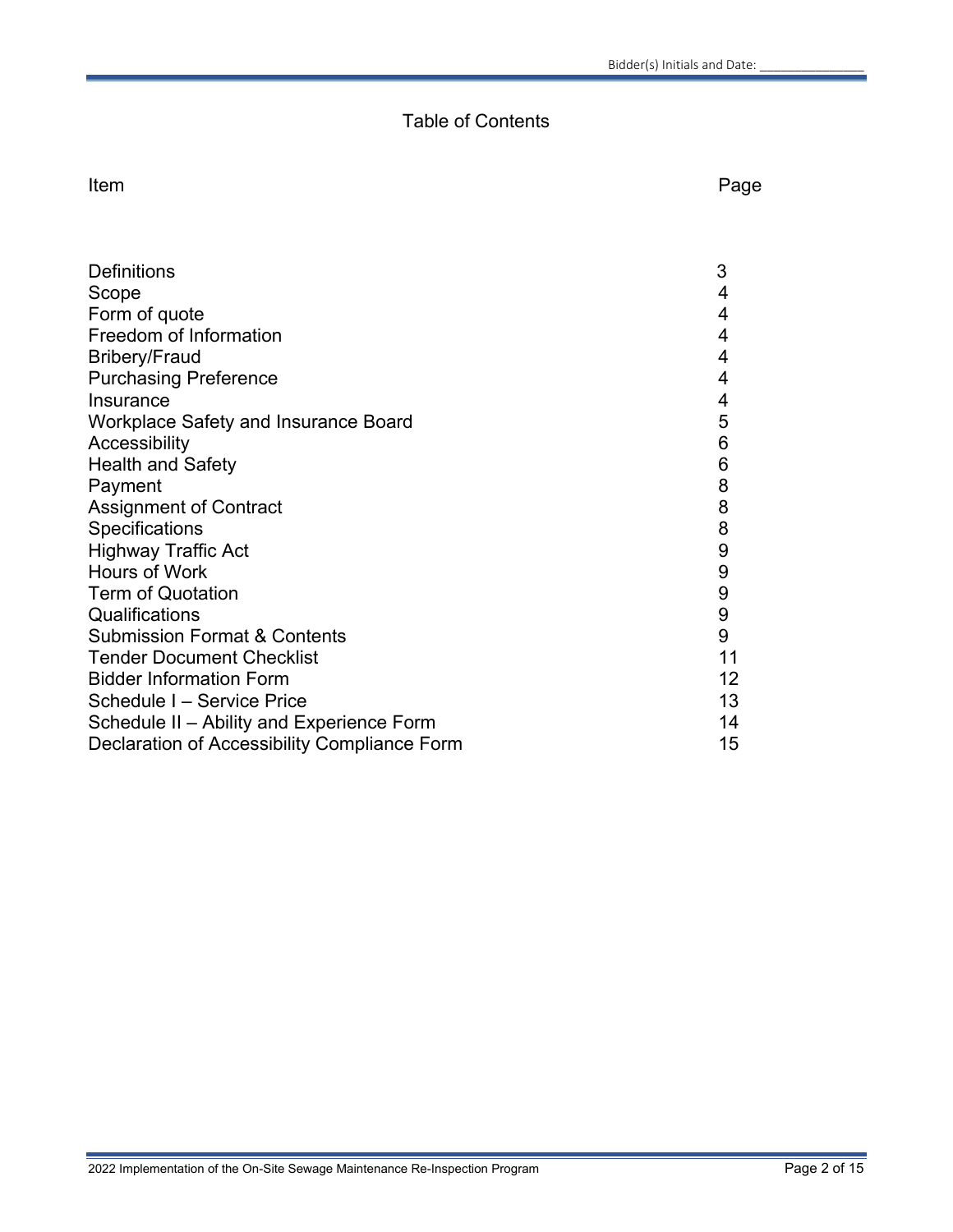# Table of Contents

| Item | Page |
|---|---|
| Definitions | 3 |
| Scope | 4 |
| Form of quote | 4 |
| Freedom of Information | 4 |
| Bribery/Fraud | 4 |
| Purchasing Preference | 4 |
| Insurance | 4 |
| Workplace Safety and Insurance Board | 5 |
| Accessibility | 6 |
| Health and Safety | 6 |
| Payment | 8 |
| Assignment of Contract | 8 |
| Specifications | 8 |
| Highway Traffic Act | 9 |
| Hours of Work | 9 |
| Term of Quotation | 9 |
| Qualifications | 9 |
| Submission Format & Contents | 9 |
| Tender Document Checklist | 11 |
| Bidder Information Form | 12 |
| Schedule I – Service Price | 13 |
| Schedule II – Ability and Experience Form | 14 |
| Declaration of Accessibility Compliance Form | 15 |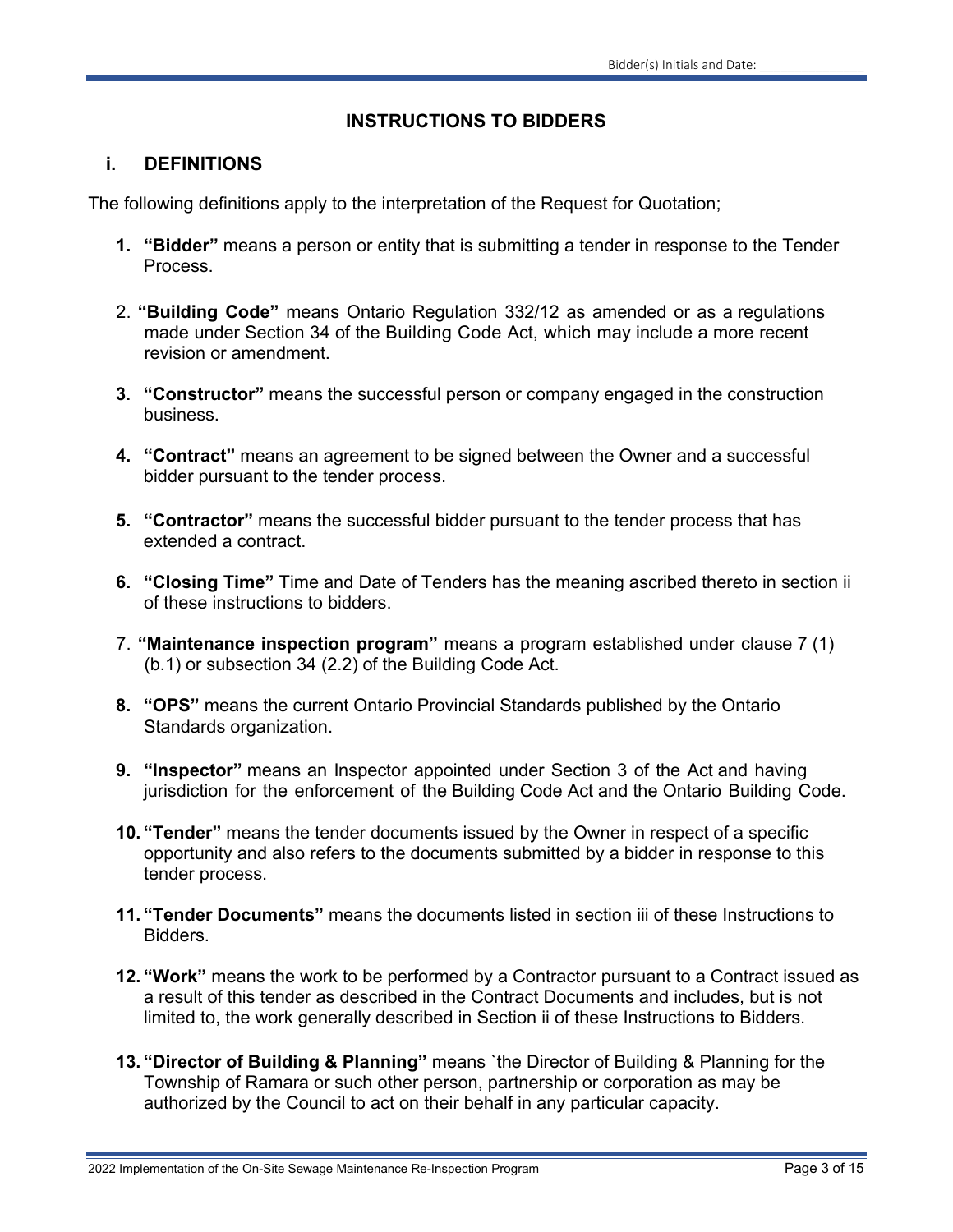# INSTRUCTIONS TO BIDDERS

## i. DEFINITIONS

The following definitions apply to the interpretation of the Request for Quotation;

1. **"Bidder"** means a person or entity that is submitting a tender in response to the Tender Process.

2. **"Building Code"** means Ontario Regulation 332/12 as amended or as a regulations made under Section 34 of the Building Code Act, which may include a more recent revision or amendment.

3. **"Constructor"** means the successful person or company engaged in the construction business.

4. **"Contract"** means an agreement to be signed between the Owner and a successful bidder pursuant to the tender process.

5. **"Contractor"** means the successful bidder pursuant to the tender process that has extended a contract.

6. **"Closing Time"** Time and Date of Tenders has the meaning ascribed thereto in section ii of these instructions to bidders.

7. **"Maintenance inspection program"** means a program established under clause 7 (1) (b.1) or subsection 34 (2.2) of the Building Code Act.

8. **"OPS"** means the current Ontario Provincial Standards published by the Ontario Standards organization.

9. **"Inspector"** means an Inspector appointed under Section 3 of the Act and having jurisdiction for the enforcement of the Building Code Act and the Ontario Building Code.

10. **"Tender"** means the tender documents issued by the Owner in respect of a specific opportunity and also refers to the documents submitted by a bidder in response to this tender process.

11. **"Tender Documents"** means the documents listed in section iii of these Instructions to Bidders.

12. **"Work"** means the work to be performed by a Contractor pursuant to a Contract issued as a result of this tender as described in the Contract Documents and includes, but is not limited to, the work generally described in Section ii of these Instructions to Bidders.

13. **"Director of Building & Planning"** means `the Director of Building & Planning for the Township of Ramara or such other person, partnership or corporation as may be authorized by the Council to act on their behalf in any particular capacity.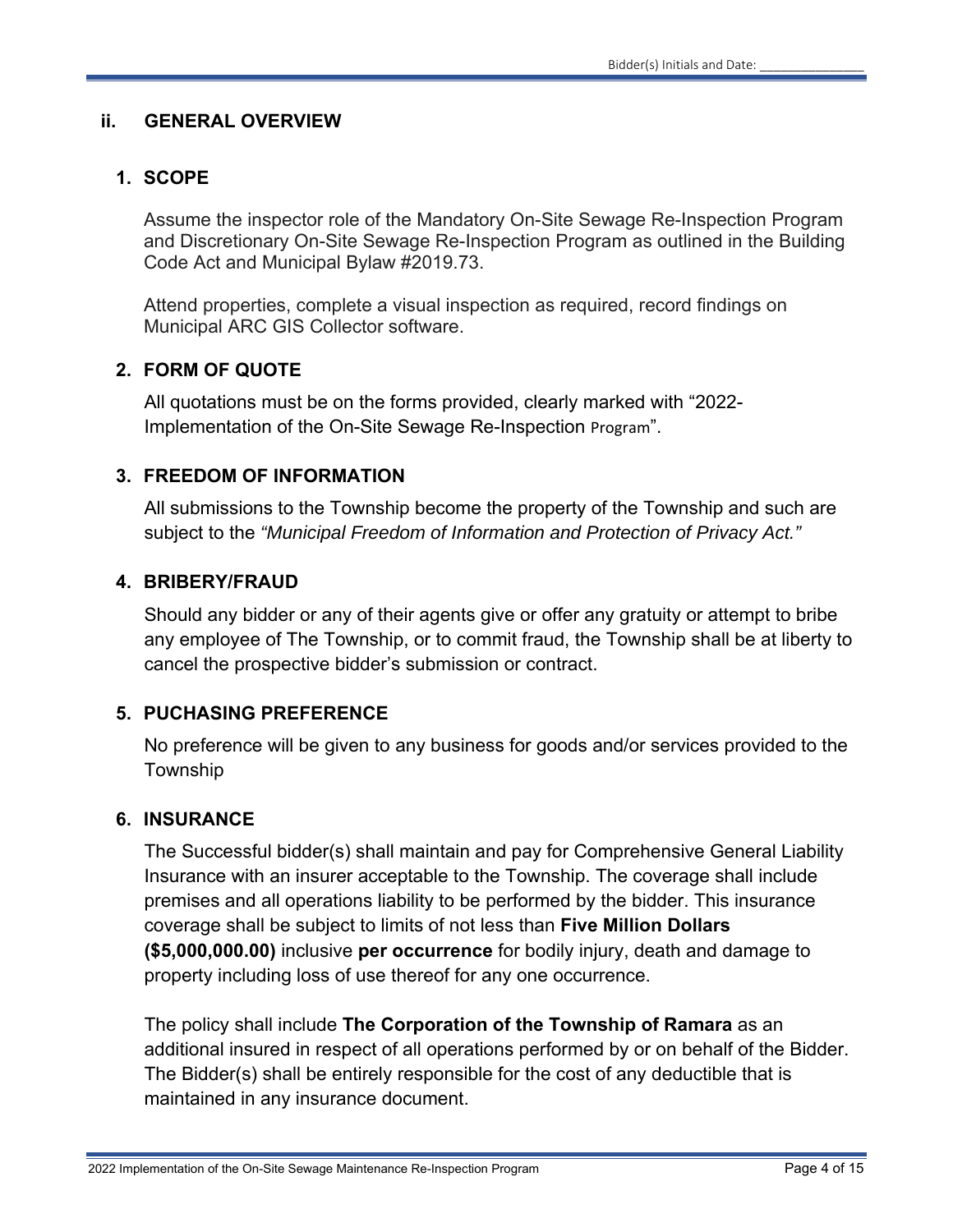## ii. GENERAL OVERVIEW

### 1. SCOPE

Assume the inspector role of the Mandatory On-Site Sewage Re-Inspection Program and Discretionary On-Site Sewage Re-Inspection Program as outlined in the Building Code Act and Municipal Bylaw #2019.73.

Attend properties, complete a visual inspection as required, record findings on Municipal ARC GIS Collector software.

### 2. FORM OF QUOTE

All quotations must be on the forms provided, clearly marked with "2022-Implementation of the On-Site Sewage Re-Inspection Program".

### 3. FREEDOM OF INFORMATION

All submissions to the Township become the property of the Township and such are subject to the *"Municipal Freedom of Information and Protection of Privacy Act."*

### 4. BRIBERY/FRAUD

Should any bidder or any of their agents give or offer any gratuity or attempt to bribe any employee of The Township, or to commit fraud, the Township shall be at liberty to cancel the prospective bidder's submission or contract.

### 5. PUCHASING PREFERENCE

No preference will be given to any business for goods and/or services provided to the Township

### 6. INSURANCE

The Successful bidder(s) shall maintain and pay for Comprehensive General Liability Insurance with an insurer acceptable to the Township. The coverage shall include premises and all operations liability to be performed by the bidder. This insurance coverage shall be subject to limits of not less than **Five Million Dollars ($5,000,000.00)** inclusive **per occurrence** for bodily injury, death and damage to property including loss of use thereof for any one occurrence.

The policy shall include **The Corporation of the Township of Ramara** as an additional insured in respect of all operations performed by or on behalf of the Bidder. The Bidder(s) shall be entirely responsible for the cost of any deductible that is maintained in any insurance document.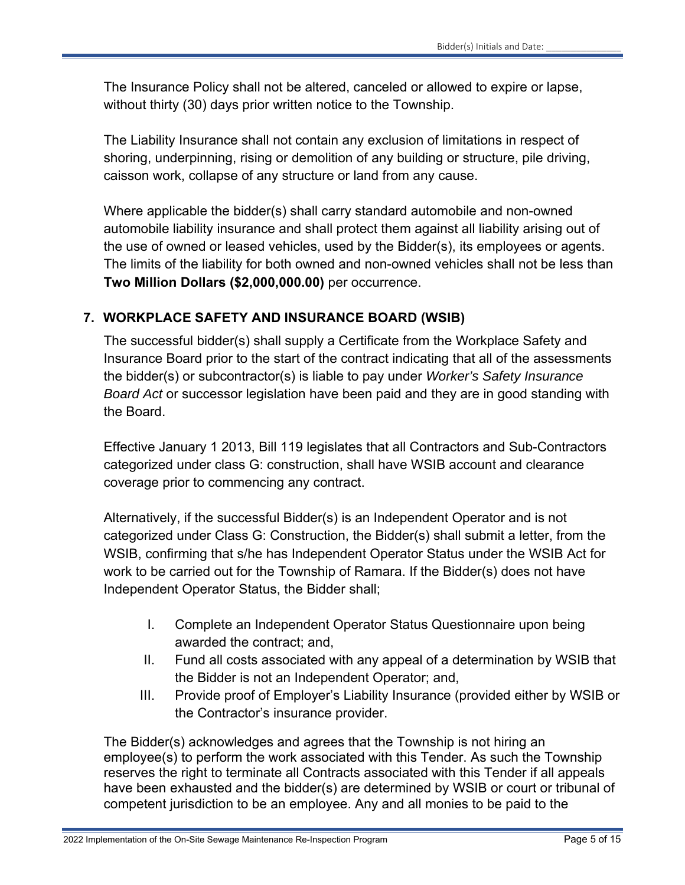The Insurance Policy shall not be altered, canceled or allowed to expire or lapse, without thirty (30) days prior written notice to the Township.

The Liability Insurance shall not contain any exclusion of limitations in respect of shoring, underpinning, rising or demolition of any building or structure, pile driving, caisson work, collapse of any structure or land from any cause.

Where applicable the bidder(s) shall carry standard automobile and non-owned automobile liability insurance and shall protect them against all liability arising out of the use of owned or leased vehicles, used by the Bidder(s), its employees or agents. The limits of the liability for both owned and non-owned vehicles shall not be less than **Two Million Dollars ($2,000,000.00)** per occurrence.

## 7. WORKPLACE SAFETY AND INSURANCE BOARD (WSIB)

The successful bidder(s) shall supply a Certificate from the Workplace Safety and Insurance Board prior to the start of the contract indicating that all of the assessments the bidder(s) or subcontractor(s) is liable to pay under *Worker's Safety Insurance Board Act* or successor legislation have been paid and they are in good standing with the Board.

Effective January 1 2013, Bill 119 legislates that all Contractors and Sub-Contractors categorized under class G: construction, shall have WSIB account and clearance coverage prior to commencing any contract.

Alternatively, if the successful Bidder(s) is an Independent Operator and is not categorized under Class G: Construction, the Bidder(s) shall submit a letter, from the WSIB, confirming that s/he has Independent Operator Status under the WSIB Act for work to be carried out for the Township of Ramara. If the Bidder(s) does not have Independent Operator Status, the Bidder shall;

I. Complete an Independent Operator Status Questionnaire upon being awarded the contract; and,
II. Fund all costs associated with any appeal of a determination by WSIB that the Bidder is not an Independent Operator; and,
III. Provide proof of Employer's Liability Insurance (provided either by WSIB or the Contractor's insurance provider.

The Bidder(s) acknowledges and agrees that the Township is not hiring an employee(s) to perform the work associated with this Tender. As such the Township reserves the right to terminate all Contracts associated with this Tender if all appeals have been exhausted and the bidder(s) are determined by WSIB or court or tribunal of competent jurisdiction to be an employee. Any and all monies to be paid to the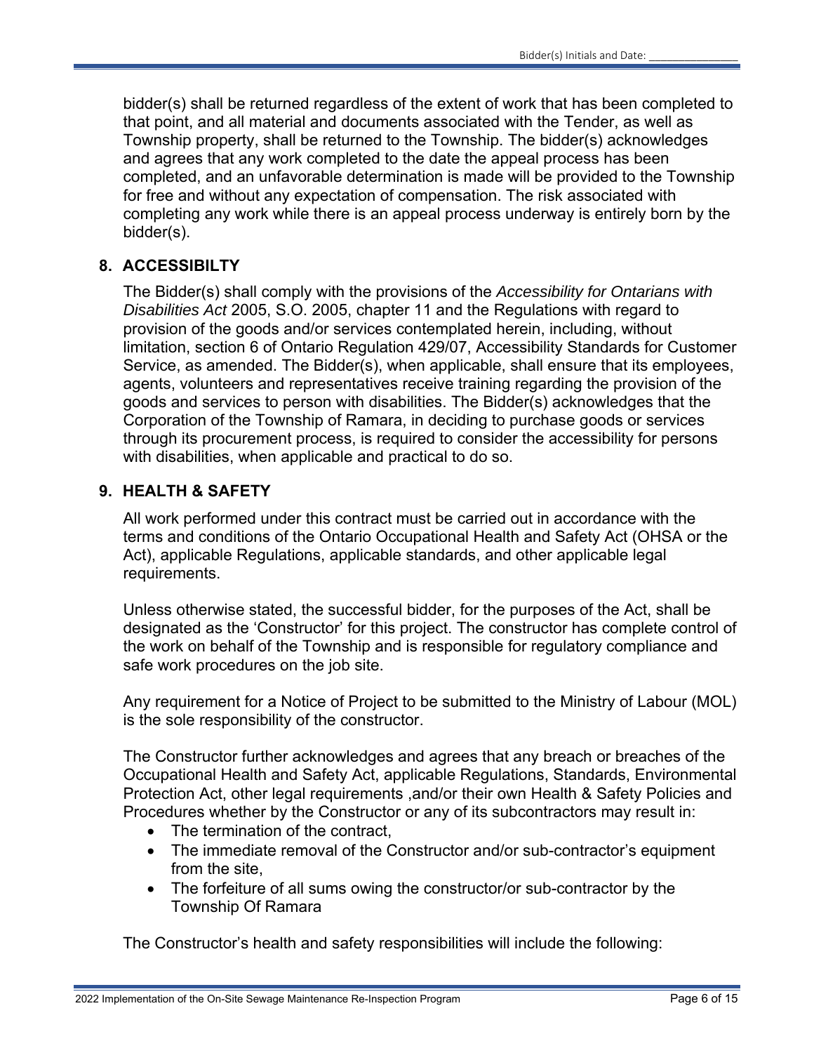bidder(s) shall be returned regardless of the extent of work that has been completed to that point, and all material and documents associated with the Tender, as well as Township property, shall be returned to the Township. The bidder(s) acknowledges and agrees that any work completed to the date the appeal process has been completed, and an unfavorable determination is made will be provided to the Township for free and without any expectation of compensation. The risk associated with completing any work while there is an appeal process underway is entirely born by the bidder(s).

## 8. ACCESSIBILTY

The Bidder(s) shall comply with the provisions of the *Accessibility for Ontarians with Disabilities Act* 2005, S.O. 2005, chapter 11 and the Regulations with regard to provision of the goods and/or services contemplated herein, including, without limitation, section 6 of Ontario Regulation 429/07, Accessibility Standards for Customer Service, as amended. The Bidder(s), when applicable, shall ensure that its employees, agents, volunteers and representatives receive training regarding the provision of the goods and services to person with disabilities. The Bidder(s) acknowledges that the Corporation of the Township of Ramara, in deciding to purchase goods or services through its procurement process, is required to consider the accessibility for persons with disabilities, when applicable and practical to do so.

## 9. HEALTH & SAFETY

All work performed under this contract must be carried out in accordance with the terms and conditions of the Ontario Occupational Health and Safety Act (OHSA or the Act), applicable Regulations, applicable standards, and other applicable legal requirements.

Unless otherwise stated, the successful bidder, for the purposes of the Act, shall be designated as the 'Constructor' for this project. The constructor has complete control of the work on behalf of the Township and is responsible for regulatory compliance and safe work procedures on the job site.

Any requirement for a Notice of Project to be submitted to the Ministry of Labour (MOL) is the sole responsibility of the constructor.

The Constructor further acknowledges and agrees that any breach or breaches of the Occupational Health and Safety Act, applicable Regulations, Standards, Environmental Protection Act, other legal requirements ,and/or their own Health & Safety Policies and Procedures whether by the Constructor or any of its subcontractors may result in:

- The termination of the contract,
- The immediate removal of the Constructor and/or sub-contractor's equipment from the site,
- The forfeiture of all sums owing the constructor/or sub-contractor by the Township Of Ramara

The Constructor's health and safety responsibilities will include the following: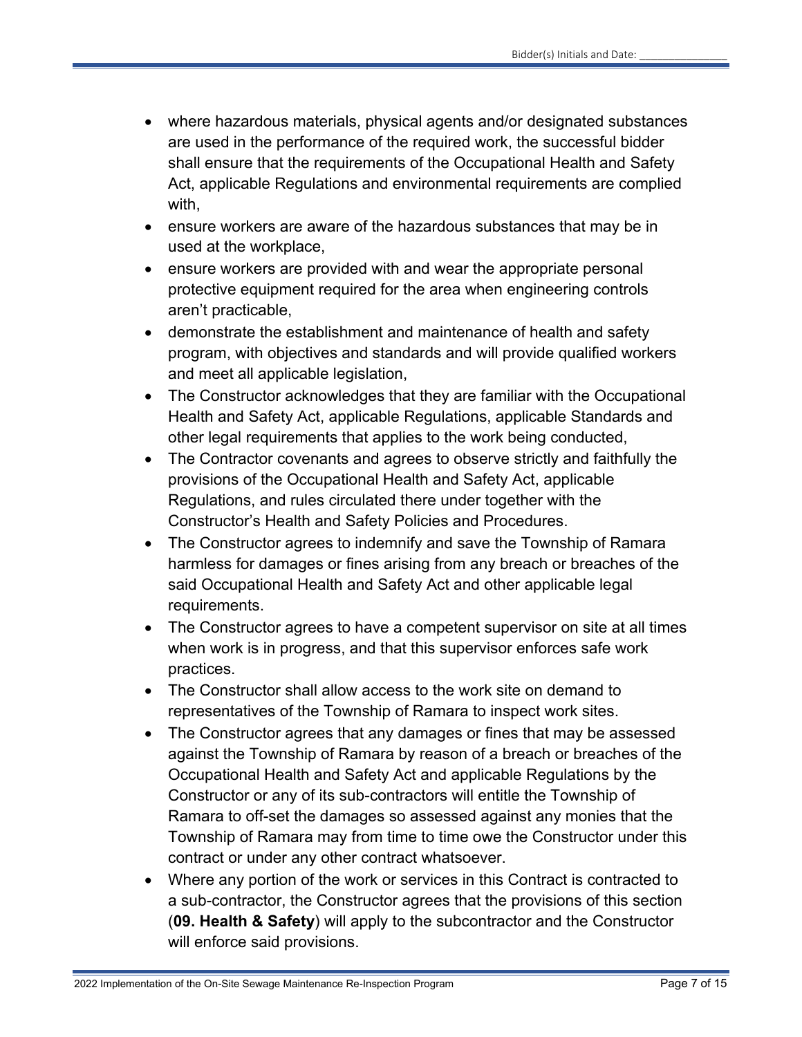- where hazardous materials, physical agents and/or designated substances are used in the performance of the required work, the successful bidder shall ensure that the requirements of the Occupational Health and Safety Act, applicable Regulations and environmental requirements are complied with,
- ensure workers are aware of the hazardous substances that may be in used at the workplace,
- ensure workers are provided with and wear the appropriate personal protective equipment required for the area when engineering controls aren't practicable,
- demonstrate the establishment and maintenance of health and safety program, with objectives and standards and will provide qualified workers and meet all applicable legislation,
- The Constructor acknowledges that they are familiar with the Occupational Health and Safety Act, applicable Regulations, applicable Standards and other legal requirements that applies to the work being conducted,
- The Contractor covenants and agrees to observe strictly and faithfully the provisions of the Occupational Health and Safety Act, applicable Regulations, and rules circulated there under together with the Constructor's Health and Safety Policies and Procedures.
- The Constructor agrees to indemnify and save the Township of Ramara harmless for damages or fines arising from any breach or breaches of the said Occupational Health and Safety Act and other applicable legal requirements.
- The Constructor agrees to have a competent supervisor on site at all times when work is in progress, and that this supervisor enforces safe work practices.
- The Constructor shall allow access to the work site on demand to representatives of the Township of Ramara to inspect work sites.
- The Constructor agrees that any damages or fines that may be assessed against the Township of Ramara by reason of a breach or breaches of the Occupational Health and Safety Act and applicable Regulations by the Constructor or any of its sub-contractors will entitle the Township of Ramara to off-set the damages so assessed against any monies that the Township of Ramara may from time to time owe the Constructor under this contract or under any other contract whatsoever.
- Where any portion of the work or services in this Contract is contracted to a sub-contractor, the Constructor agrees that the provisions of this section (**09. Health & Safety**) will apply to the subcontractor and the Constructor will enforce said provisions.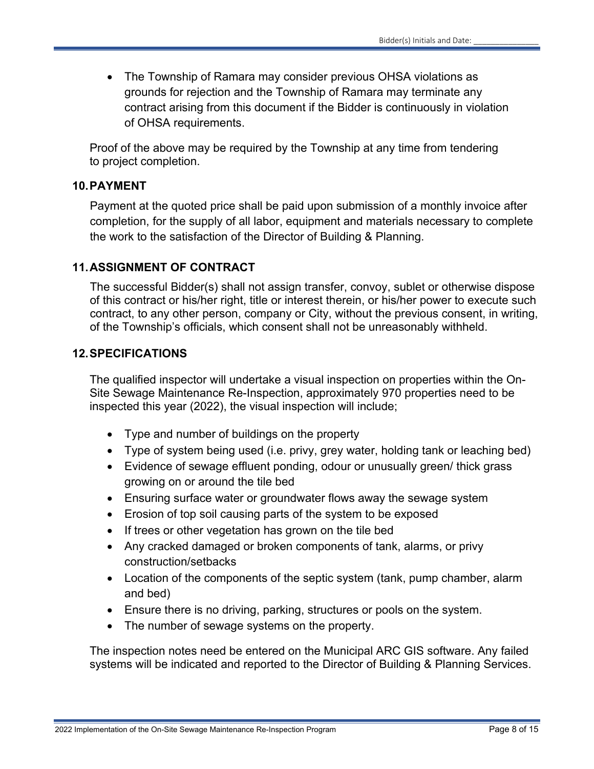- The Township of Ramara may consider previous OHSA violations as grounds for rejection and the Township of Ramara may terminate any contract arising from this document if the Bidder is continuously in violation of OHSA requirements.

Proof of the above may be required by the Township at any time from tendering to project completion.

## 10. PAYMENT

Payment at the quoted price shall be paid upon submission of a monthly invoice after completion, for the supply of all labor, equipment and materials necessary to complete the work to the satisfaction of the Director of Building & Planning.

## 11. ASSIGNMENT OF CONTRACT

The successful Bidder(s) shall not assign transfer, convoy, sublet or otherwise dispose of this contract or his/her right, title or interest therein, or his/her power to execute such contract, to any other person, company or City, without the previous consent, in writing, of the Township's officials, which consent shall not be unreasonably withheld.

## 12. SPECIFICATIONS

The qualified inspector will undertake a visual inspection on properties within the On-Site Sewage Maintenance Re-Inspection, approximately 970 properties need to be inspected this year (2022), the visual inspection will include;

- Type and number of buildings on the property
- Type of system being used (i.e. privy, grey water, holding tank or leaching bed)
- Evidence of sewage effluent ponding, odour or unusually green/ thick grass growing on or around the tile bed
- Ensuring surface water or groundwater flows away the sewage system
- Erosion of top soil causing parts of the system to be exposed
- If trees or other vegetation has grown on the tile bed
- Any cracked damaged or broken components of tank, alarms, or privy construction/setbacks
- Location of the components of the septic system (tank, pump chamber, alarm and bed)
- Ensure there is no driving, parking, structures or pools on the system.
- The number of sewage systems on the property.

The inspection notes need be entered on the Municipal ARC GIS software. Any failed systems will be indicated and reported to the Director of Building & Planning Services.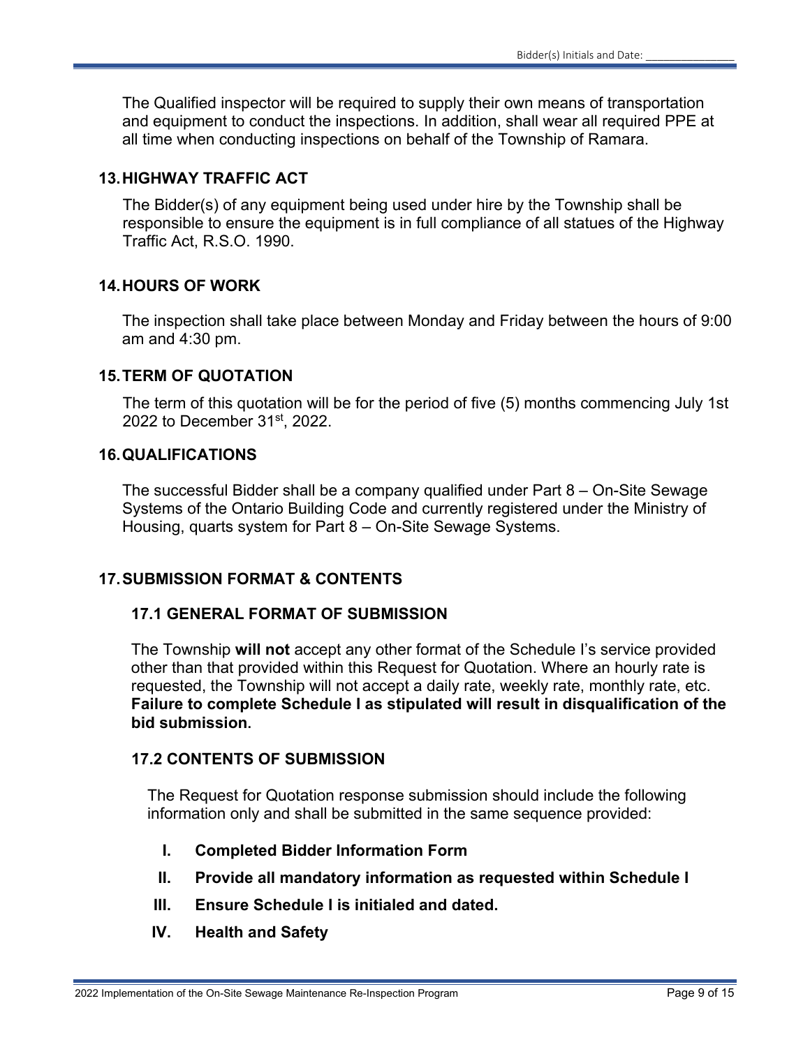The Qualified inspector will be required to supply their own means of transportation and equipment to conduct the inspections. In addition, shall wear all required PPE at all time when conducting inspections on behalf of the Township of Ramara.

## 13. HIGHWAY TRAFFIC ACT

The Bidder(s) of any equipment being used under hire by the Township shall be responsible to ensure the equipment is in full compliance of all statues of the Highway Traffic Act, R.S.O. 1990.

## 14. HOURS OF WORK

The inspection shall take place between Monday and Friday between the hours of 9:00 am and 4:30 pm.

## 15. TERM OF QUOTATION

The term of this quotation will be for the period of five (5) months commencing July 1st 2022 to December 31st, 2022.

## 16. QUALIFICATIONS

The successful Bidder shall be a company qualified under Part 8 – On-Site Sewage Systems of the Ontario Building Code and currently registered under the Ministry of Housing, quarts system for Part 8 – On-Site Sewage Systems.

## 17. SUBMISSION FORMAT & CONTENTS

### 17.1 GENERAL FORMAT OF SUBMISSION

The Township **will not** accept any other format of the Schedule I's service provided other than that provided within this Request for Quotation. Where an hourly rate is requested, the Township will not accept a daily rate, weekly rate, monthly rate, etc. **Failure to complete Schedule I as stipulated will result in disqualification of the bid submission.**

### 17.2 CONTENTS OF SUBMISSION

The Request for Quotation response submission should include the following information only and shall be submitted in the same sequence provided:

I. **Completed Bidder Information Form**

II. **Provide all mandatory information as requested within Schedule I**

III. **Ensure Schedule I is initialed and dated.**

IV. **Health and Safety**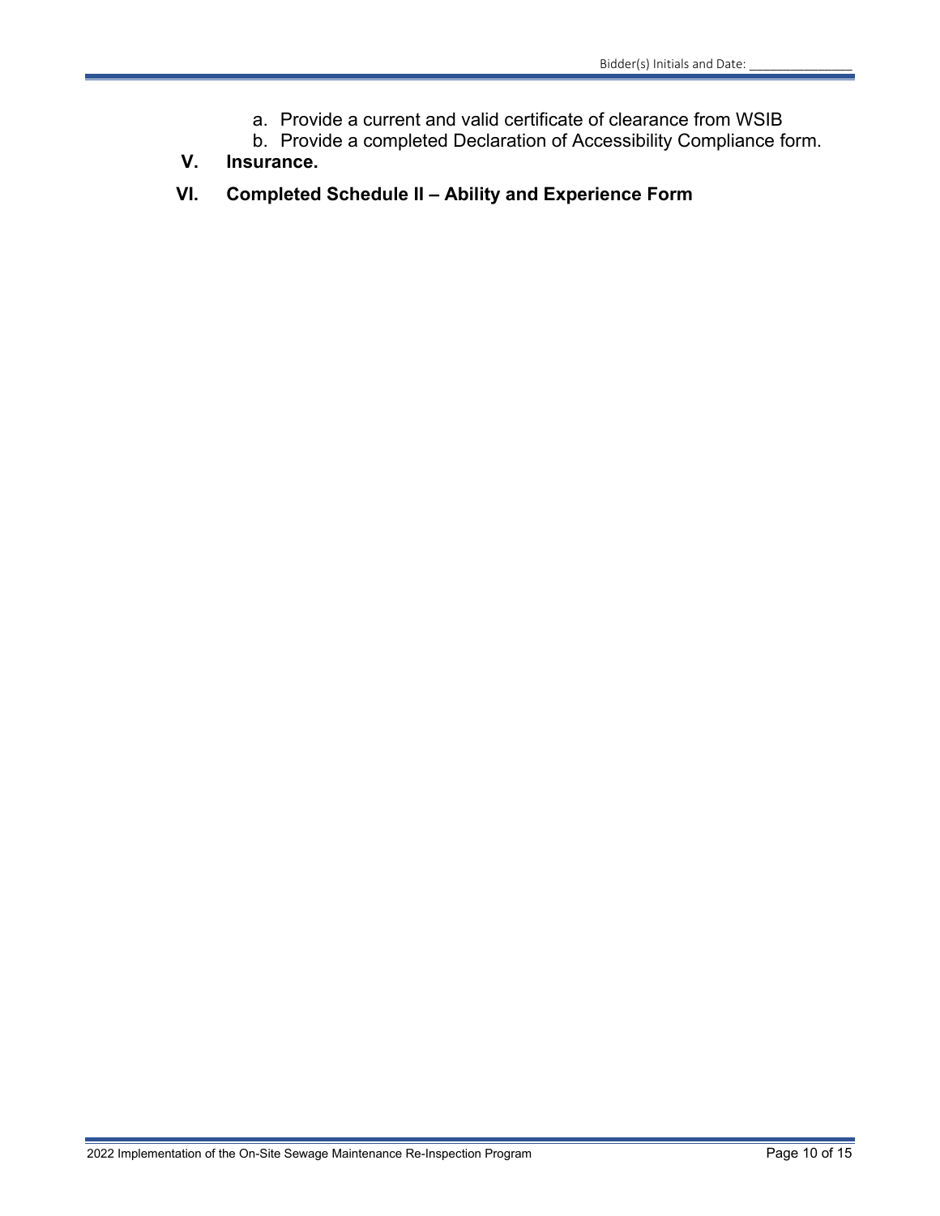a. Provide a current and valid certificate of clearance from WSIB
   b. Provide a completed Declaration of Accessibility Compliance form.

**V. Insurance.**

**VI. Completed Schedule II – Ability and Experience Form**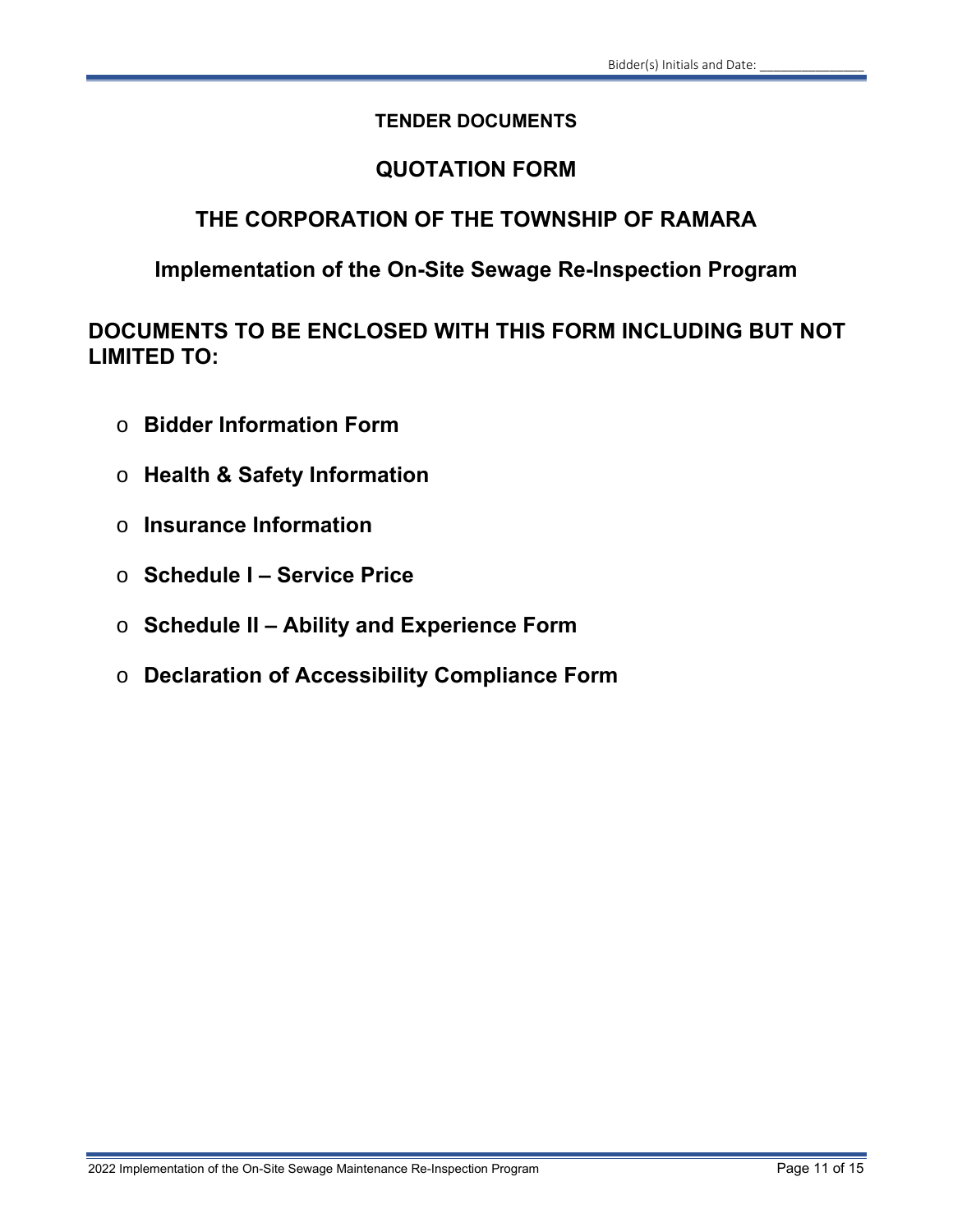## TENDER DOCUMENTS

# QUOTATION FORM

## THE CORPORATION OF THE TOWNSHIP OF RAMARA

## Implementation of the On-Site Sewage Re-Inspection Program

## DOCUMENTS TO BE ENCLOSED WITH THIS FORM INCLUDING BUT NOT LIMITED TO:

- **Bidder Information Form**
- **Health & Safety Information**
- **Insurance Information**
- **Schedule I – Service Price**
- **Schedule II – Ability and Experience Form**
- **Declaration of Accessibility Compliance Form**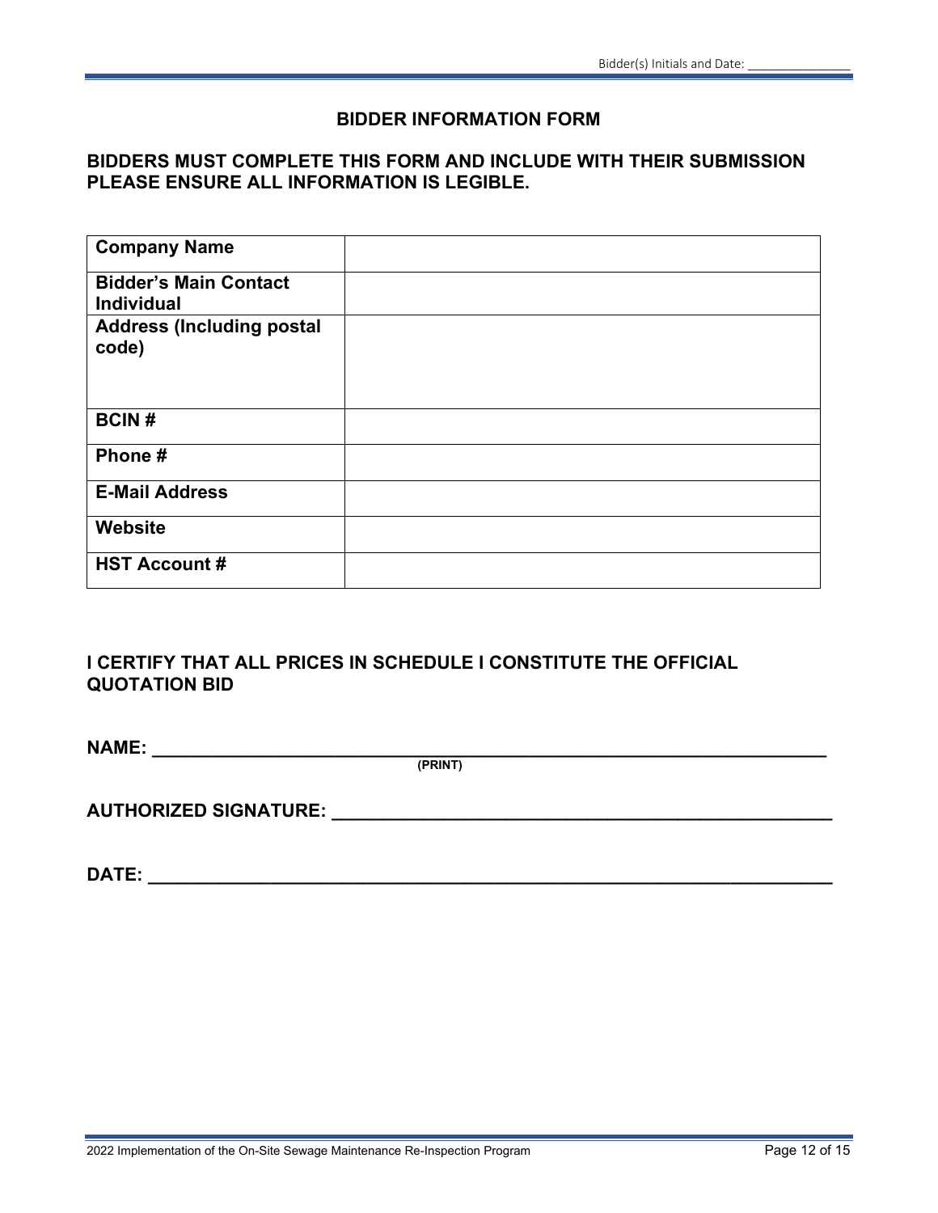## BIDDER INFORMATION FORM

**BIDDERS MUST COMPLETE THIS FORM AND INCLUDE WITH THEIR SUBMISSION PLEASE ENSURE ALL INFORMATION IS LEGIBLE.**

| | |
|---|---|
| **Company Name** | |
| **Bidder's Main Contact Individual** | |
| **Address (Including postal code)** | |
| **BCIN #** | |
| **Phone #** | |
| **E-Mail Address** | |
| **Website** | |
| **HST Account #** | |

**I CERTIFY THAT ALL PRICES IN SCHEDULE I CONSTITUTE THE OFFICIAL QUOTATION BID**

**NAME:** ______________________________________________
(PRINT)

**AUTHORIZED SIGNATURE:** ______________________________________________

**DATE:** ______________________________________________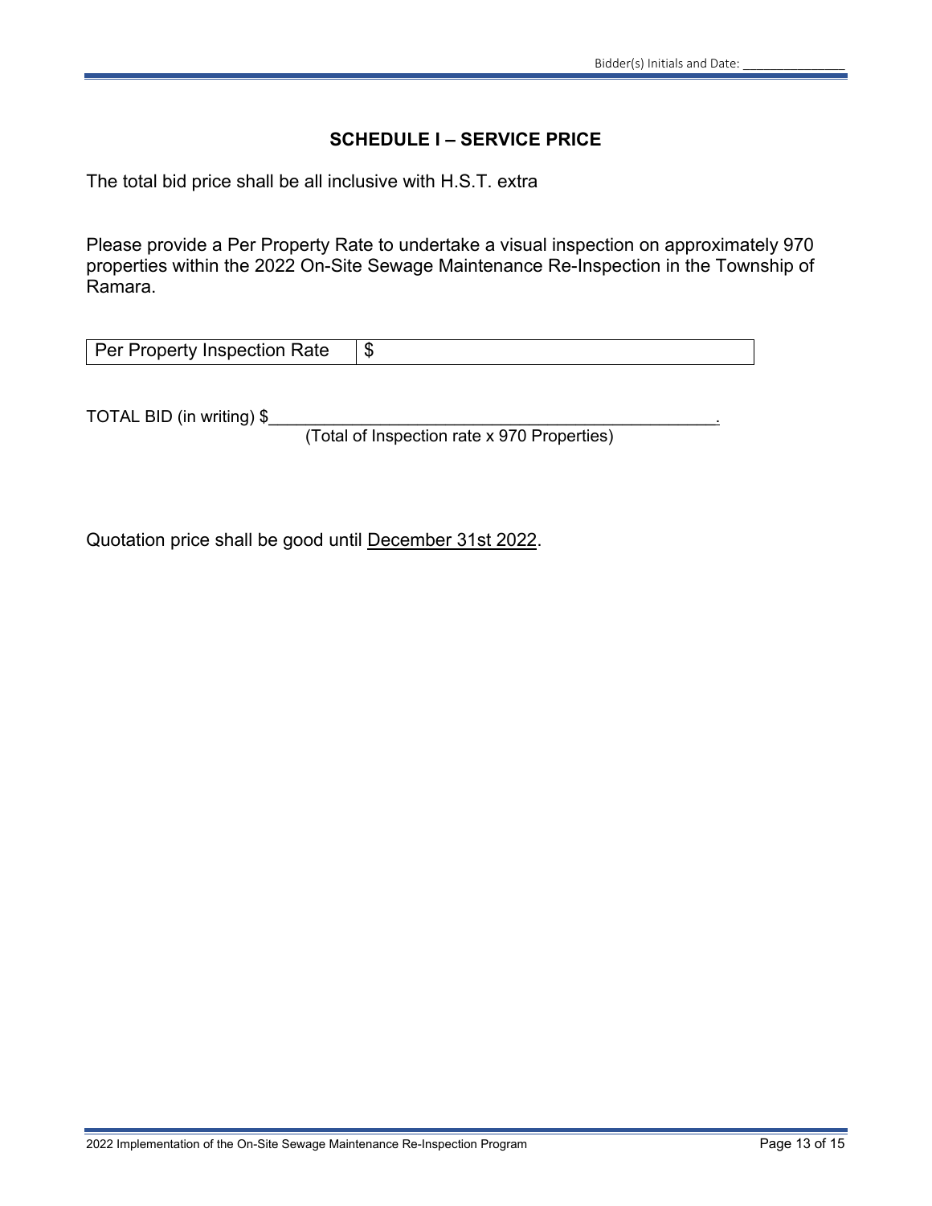## SCHEDULE I – SERVICE PRICE

The total bid price shall be all inclusive with H.S.T. extra

Please provide a Per Property Rate to undertake a visual inspection on approximately 970 properties within the 2022 On-Site Sewage Maintenance Re-Inspection in the Township of Ramara.

| Per Property Inspection Rate | $ |
|---|---|

TOTAL BID (in writing) $_______________________________________________.
(Total of Inspection rate x 970 Properties)

Quotation price shall be good until December 31st 2022.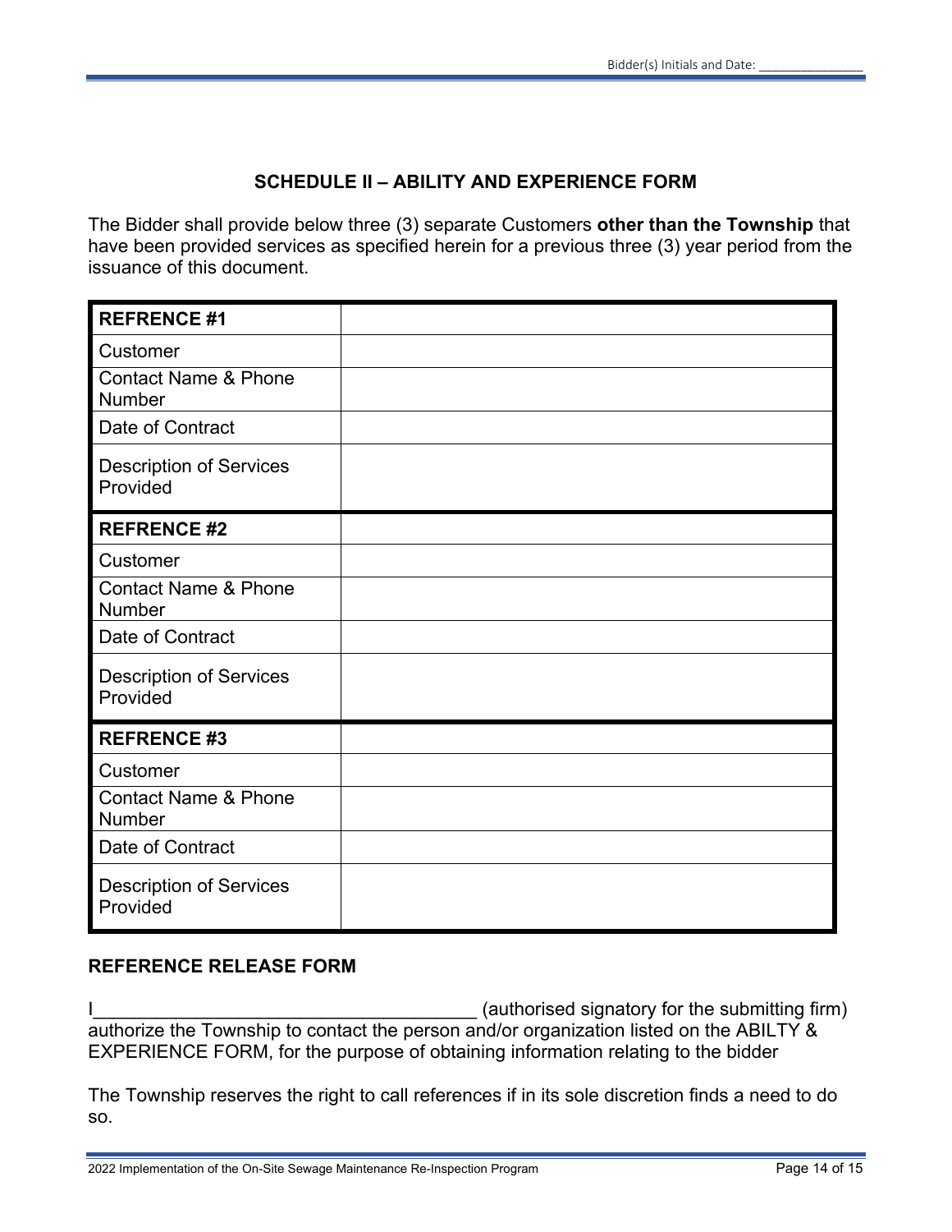## SCHEDULE II – ABILITY AND EXPERIENCE FORM

The Bidder shall provide below three (3) separate Customers **other than the Township** that have been provided services as specified herein for a previous three (3) year period from the issuance of this document.

| **REFRENCE #1** | |
|---|---|
| Customer | |
| Contact Name & Phone Number | |
| Date of Contract | |
| Description of Services Provided | |
| **REFRENCE #2** | |
| Customer | |
| Contact Name & Phone Number | |
| Date of Contract | |
| Description of Services Provided | |
| **REFRENCE #3** | |
| Customer | |
| Contact Name & Phone Number | |
| Date of Contract | |
| Description of Services Provided | |

### REFERENCE RELEASE FORM

I_____________________________________ (authorised signatory for the submitting firm) authorize the Township to contact the person and/or organization listed on the ABILTY & EXPERIENCE FORM, for the purpose of obtaining information relating to the bidder

The Township reserves the right to call references if in its sole discretion finds a need to do so.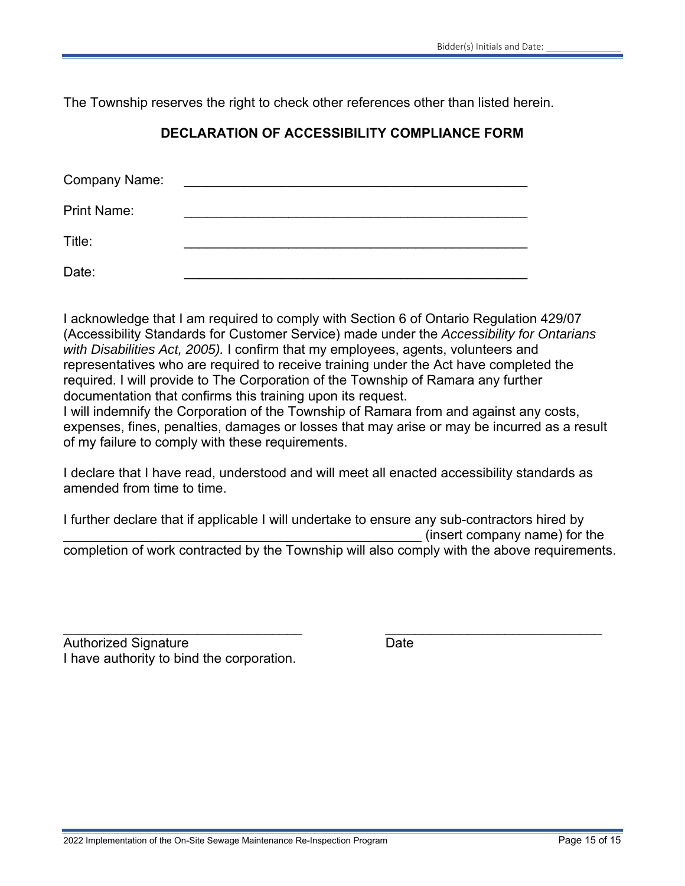The Township reserves the right to check other references other than listed herein.

## DECLARATION OF ACCESSIBILITY COMPLIANCE FORM

Company Name: _______________________________________________

Print Name: _______________________________________________

Title: _______________________________________________

Date: _______________________________________________

I acknowledge that I am required to comply with Section 6 of Ontario Regulation 429/07 (Accessibility Standards for Customer Service) made under the *Accessibility for Ontarians with Disabilities Act, 2005).* I confirm that my employees, agents, volunteers and representatives who are required to receive training under the Act have completed the required. I will provide to The Corporation of the Township of Ramara any further documentation that confirms this training upon its request.
I will indemnify the Corporation of the Township of Ramara from and against any costs, expenses, fines, penalties, damages or losses that may arise or may be incurred as a result of my failure to comply with these requirements.

I declare that I have read, understood and will meet all enacted accessibility standards as amended from time to time.

I further declare that if applicable I will undertake to ensure any sub-contractors hired by _________________________________________________ (insert company name) for the completion of work contracted by the Township will also comply with the above requirements.

_________________________________ _____________________________

Authorized Signature Date

I have authority to bind the corporation.